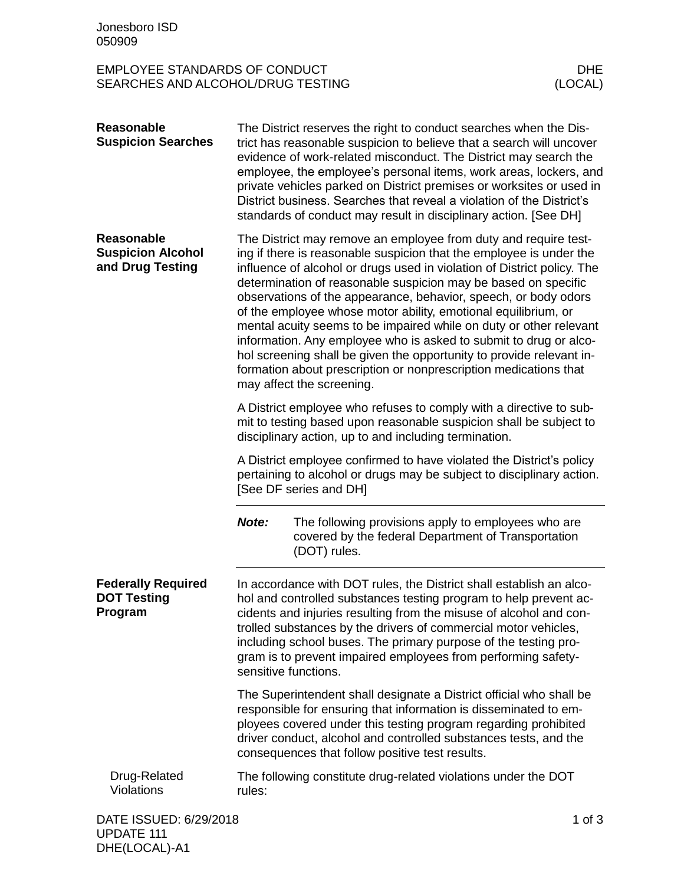# EMPLOYEE STANDARDS OF CONDUCT
# SEARCHES AND ALCOHOL/DRUG TESTING

## Reasonable Suspicion Searches

The District reserves the right to conduct searches when the District has reasonable suspicion to believe that a search will uncover evidence of work-related misconduct. The District may search the employee, the employee's personal items, work areas, lockers, and private vehicles parked on District premises or worksites or used in District business. Searches that reveal a violation of the District's standards of conduct may result in disciplinary action. [See DH]

## Reasonable Suspicion Alcohol and Drug Testing

The District may remove an employee from duty and require testing if there is reasonable suspicion that the employee is under the influence of alcohol or drugs used in violation of District policy. The determination of reasonable suspicion may be based on specific observations of the appearance, behavior, speech, or body odors of the employee whose motor ability, emotional equilibrium, or mental acuity seems to be impaired while on duty or other relevant information. Any employee who is asked to submit to drug or alcohol screening shall be given the opportunity to provide relevant information about prescription or nonprescription medications that may affect the screening.

A District employee who refuses to comply with a directive to submit to testing based upon reasonable suspicion shall be subject to disciplinary action, up to and including termination.

A District employee confirmed to have violated the District's policy pertaining to alcohol or drugs may be subject to disciplinary action. [See DF series and DH]

---

***Note:*** The following provisions apply to employees who are covered by the federal Department of Transportation (DOT) rules.

---

## Federally Required DOT Testing Program

In accordance with DOT rules, the District shall establish an alcohol and controlled substances testing program to help prevent accidents and injuries resulting from the misuse of alcohol and controlled substances by the drivers of commercial motor vehicles, including school buses. The primary purpose of the testing program is to prevent impaired employees from performing safety-sensitive functions.

The Superintendent shall designate a District official who shall be responsible for ensuring that information is disseminated to employees covered under this testing program regarding prohibited driver conduct, alcohol and controlled substances tests, and the consequences that follow positive test results.

### Drug-Related Violations

The following constitute drug-related violations under the DOT rules: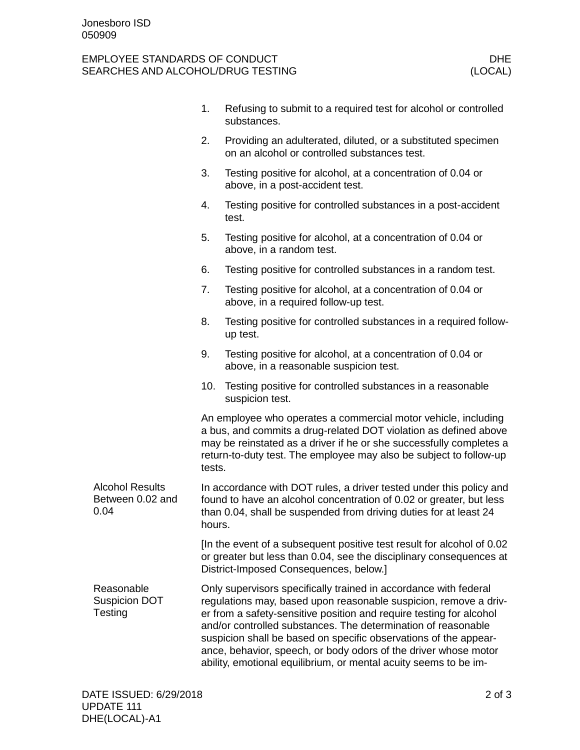1. Refusing to submit to a required test for alcohol or controlled substances.
2. Providing an adulterated, diluted, or a substituted specimen on an alcohol or controlled substances test.
3. Testing positive for alcohol, at a concentration of 0.04 or above, in a post-accident test.
4. Testing positive for controlled substances in a post-accident test.
5. Testing positive for alcohol, at a concentration of 0.04 or above, in a random test.
6. Testing positive for controlled substances in a random test.
7. Testing positive for alcohol, at a concentration of 0.04 or above, in a required follow-up test.
8. Testing positive for controlled substances in a required follow-up test.
9. Testing positive for alcohol, at a concentration of 0.04 or above, in a reasonable suspicion test.
10. Testing positive for controlled substances in a reasonable suspicion test.

An employee who operates a commercial motor vehicle, including a bus, and commits a drug-related DOT violation as defined above may be reinstated as a driver if he or she successfully completes a return-to-duty test. The employee may also be subject to follow-up tests.

### Alcohol Results Between 0.02 and 0.04

In accordance with DOT rules, a driver tested under this policy and found to have an alcohol concentration of 0.02 or greater, but less than 0.04, shall be suspended from driving duties for at least 24 hours.

[In the event of a subsequent positive test result for alcohol of 0.02 or greater but less than 0.04, see the disciplinary consequences at District-Imposed Consequences, below.]

### Reasonable Suspicion DOT Testing

Only supervisors specifically trained in accordance with federal regulations may, based upon reasonable suspicion, remove a driver from a safety-sensitive position and require testing for alcohol and/or controlled substances. The determination of reasonable suspicion shall be based on specific observations of the appearance, behavior, speech, or body odors of the driver whose motor ability, emotional equilibrium, or mental acuity seems to be im-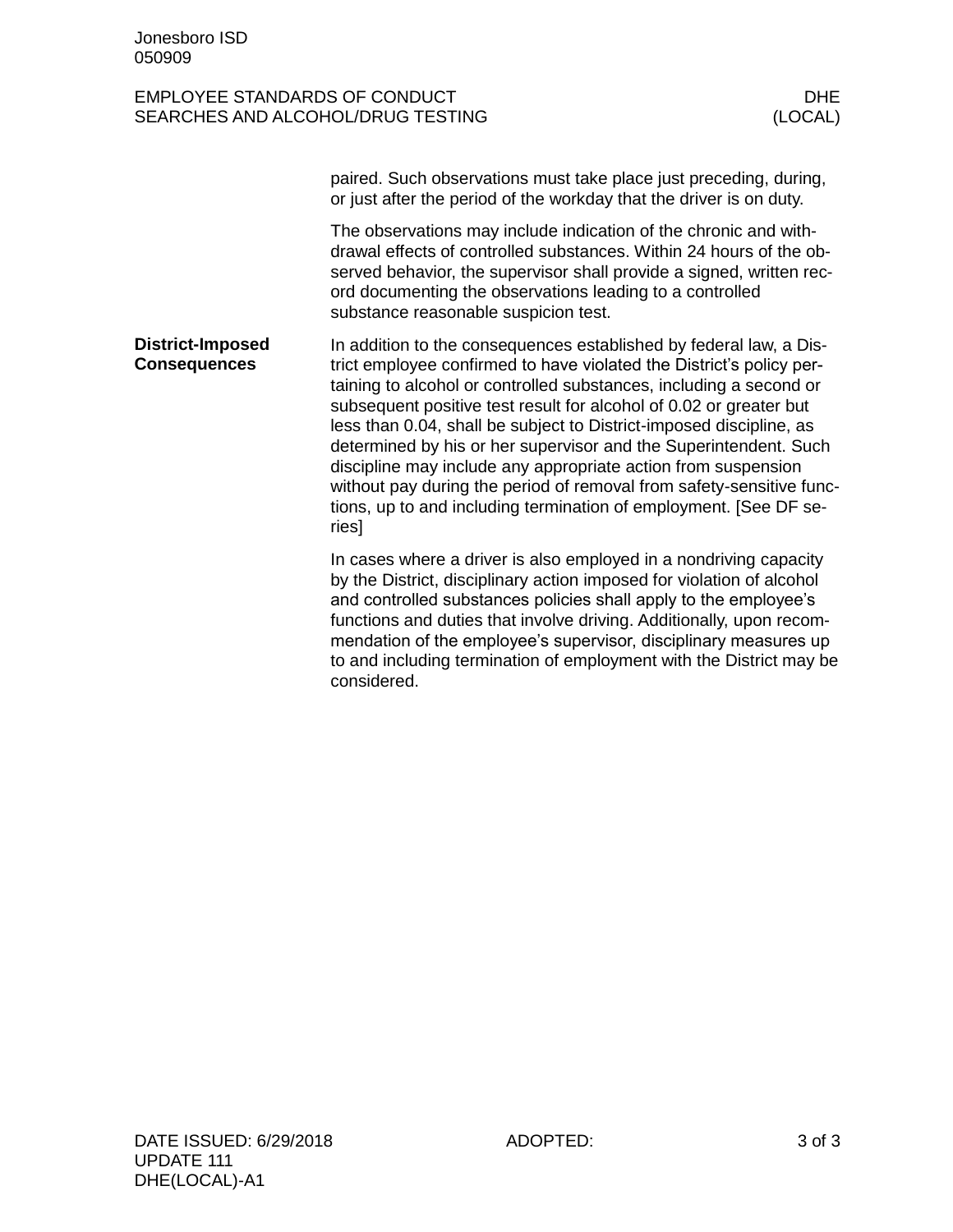paired. Such observations must take place just preceding, during, or just after the period of the workday that the driver is on duty.

The observations may include indication of the chronic and withdrawal effects of controlled substances. Within 24 hours of the observed behavior, the supervisor shall provide a signed, written record documenting the observations leading to a controlled substance reasonable suspicion test.

**District-Imposed Consequences**

In addition to the consequences established by federal law, a District employee confirmed to have violated the District's policy pertaining to alcohol or controlled substances, including a second or subsequent positive test result for alcohol of 0.02 or greater but less than 0.04, shall be subject to District-imposed discipline, as determined by his or her supervisor and the Superintendent. Such discipline may include any appropriate action from suspension without pay during the period of removal from safety-sensitive functions, up to and including termination of employment. [See DF series]

In cases where a driver is also employed in a nondriving capacity by the District, disciplinary action imposed for violation of alcohol and controlled substances policies shall apply to the employee's functions and duties that involve driving. Additionally, upon recommendation of the employee's supervisor, disciplinary measures up to and including termination of employment with the District may be considered.